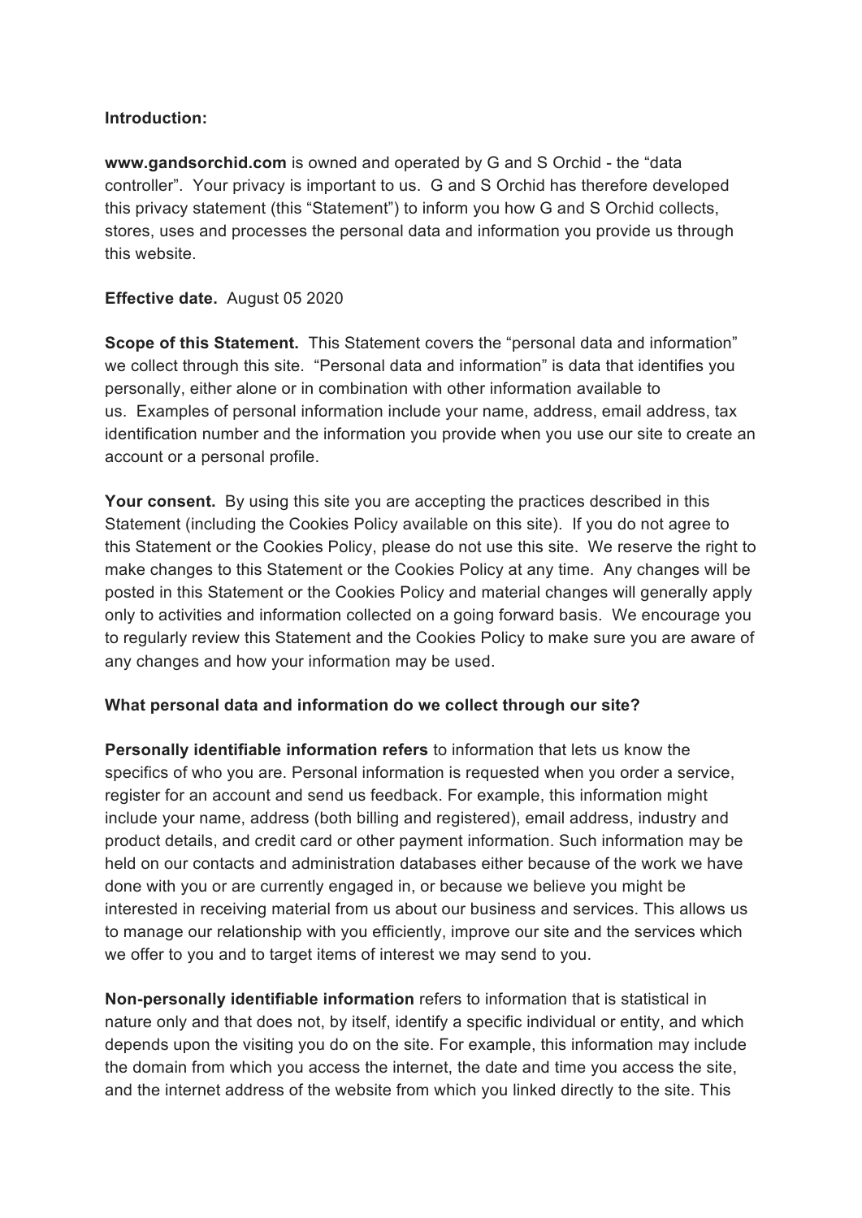**Introduction:**

**www.gandsorchid.com** is owned and operated by G and S Orchid - the "data controller". Your privacy is important to us. G and S Orchid has therefore developed this privacy statement (this "Statement") to inform you how G and S Orchid collects, stores, uses and processes the personal data and information you provide us through this website.

**Effective date.** August 05 2020

**Scope of this Statement.** This Statement covers the "personal data and information" we collect through this site. "Personal data and information" is data that identifies you personally, either alone or in combination with other information available to us. Examples of personal information include your name, address, email address, tax identification number and the information you provide when you use our site to create an account or a personal profile.

**Your consent.** By using this site you are accepting the practices described in this Statement (including the Cookies Policy available on this site). If you do not agree to this Statement or the Cookies Policy, please do not use this site. We reserve the right to make changes to this Statement or the Cookies Policy at any time. Any changes will be posted in this Statement or the Cookies Policy and material changes will generally apply only to activities and information collected on a going forward basis. We encourage you to regularly review this Statement and the Cookies Policy to make sure you are aware of any changes and how your information may be used.

**What personal data and information do we collect through our site?**

**Personally identifiable information refers** to information that lets us know the specifics of who you are. Personal information is requested when you order a service, register for an account and send us feedback. For example, this information might include your name, address (both billing and registered), email address, industry and product details, and credit card or other payment information. Such information may be held on our contacts and administration databases either because of the work we have done with you or are currently engaged in, or because we believe you might be interested in receiving material from us about our business and services. This allows us to manage our relationship with you efficiently, improve our site and the services which we offer to you and to target items of interest we may send to you.

**Non-personally identifiable information** refers to information that is statistical in nature only and that does not, by itself, identify a specific individual or entity, and which depends upon the visiting you do on the site. For example, this information may include the domain from which you access the internet, the date and time you access the site, and the internet address of the website from which you linked directly to the site. This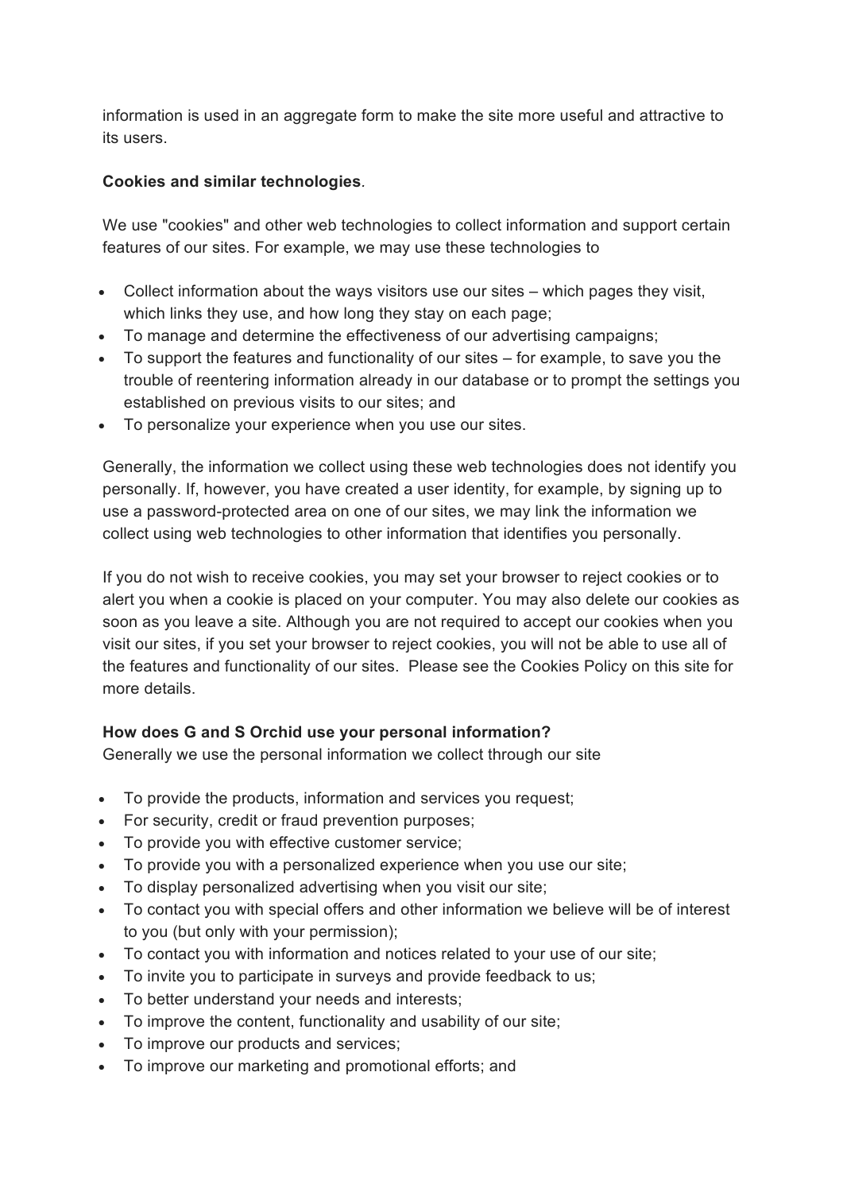information is used in an aggregate form to make the site more useful and attractive to its users.

**Cookies and similar technologies**.

We use "cookies" and other web technologies to collect information and support certain features of our sites. For example, we may use these technologies to

- Collect information about the ways visitors use our sites – which pages they visit, which links they use, and how long they stay on each page;
- To manage and determine the effectiveness of our advertising campaigns;
- To support the features and functionality of our sites – for example, to save you the trouble of reentering information already in our database or to prompt the settings you established on previous visits to our sites; and
- To personalize your experience when you use our sites.

Generally, the information we collect using these web technologies does not identify you personally. If, however, you have created a user identity, for example, by signing up to use a password-protected area on one of our sites, we may link the information we collect using web technologies to other information that identifies you personally.

If you do not wish to receive cookies, you may set your browser to reject cookies or to alert you when a cookie is placed on your computer. You may also delete our cookies as soon as you leave a site. Although you are not required to accept our cookies when you visit our sites, if you set your browser to reject cookies, you will not be able to use all of the features and functionality of our sites. Please see the Cookies Policy on this site for more details.

**How does G and S Orchid use your personal information?**

Generally we use the personal information we collect through our site

- To provide the products, information and services you request;
- For security, credit or fraud prevention purposes;
- To provide you with effective customer service;
- To provide you with a personalized experience when you use our site;
- To display personalized advertising when you visit our site;
- To contact you with special offers and other information we believe will be of interest to you (but only with your permission);
- To contact you with information and notices related to your use of our site;
- To invite you to participate in surveys and provide feedback to us;
- To better understand your needs and interests;
- To improve the content, functionality and usability of our site;
- To improve our products and services;
- To improve our marketing and promotional efforts; and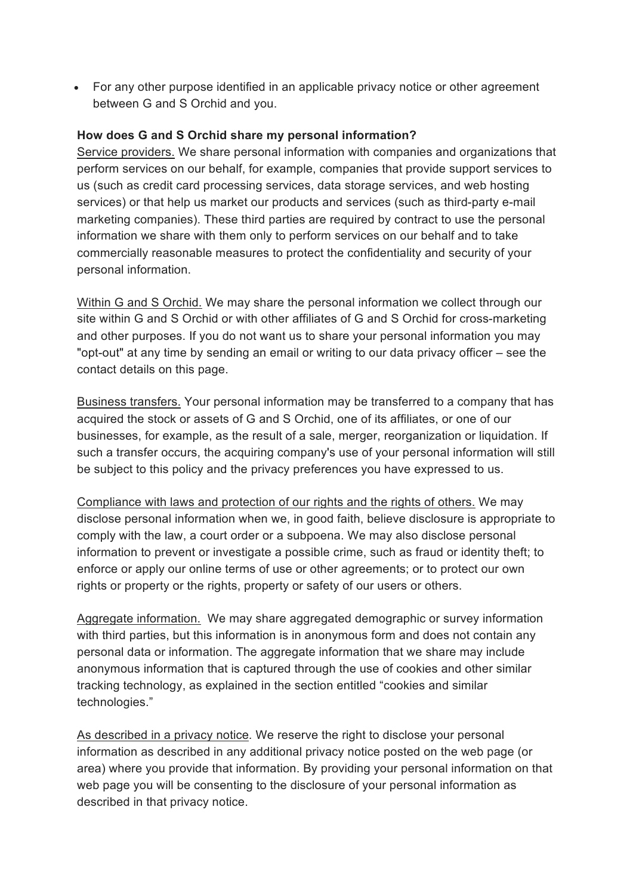- For any other purpose identified in an applicable privacy notice or other agreement between G and S Orchid and you.

**How does G and S Orchid share my personal information?**

Service providers. We share personal information with companies and organizations that perform services on our behalf, for example, companies that provide support services to us (such as credit card processing services, data storage services, and web hosting services) or that help us market our products and services (such as third-party e-mail marketing companies). These third parties are required by contract to use the personal information we share with them only to perform services on our behalf and to take commercially reasonable measures to protect the confidentiality and security of your personal information.

Within G and S Orchid. We may share the personal information we collect through our site within G and S Orchid or with other affiliates of G and S Orchid for cross-marketing and other purposes. If you do not want us to share your personal information you may "opt-out" at any time by sending an email or writing to our data privacy officer – see the contact details on this page.

Business transfers. Your personal information may be transferred to a company that has acquired the stock or assets of G and S Orchid, one of its affiliates, or one of our businesses, for example, as the result of a sale, merger, reorganization or liquidation. If such a transfer occurs, the acquiring company's use of your personal information will still be subject to this policy and the privacy preferences you have expressed to us.

Compliance with laws and protection of our rights and the rights of others. We may disclose personal information when we, in good faith, believe disclosure is appropriate to comply with the law, a court order or a subpoena. We may also disclose personal information to prevent or investigate a possible crime, such as fraud or identity theft; to enforce or apply our online terms of use or other agreements; or to protect our own rights or property or the rights, property or safety of our users or others.

Aggregate information. We may share aggregated demographic or survey information with third parties, but this information is in anonymous form and does not contain any personal data or information. The aggregate information that we share may include anonymous information that is captured through the use of cookies and other similar tracking technology, as explained in the section entitled "cookies and similar technologies."

As described in a privacy notice. We reserve the right to disclose your personal information as described in any additional privacy notice posted on the web page (or area) where you provide that information. By providing your personal information on that web page you will be consenting to the disclosure of your personal information as described in that privacy notice.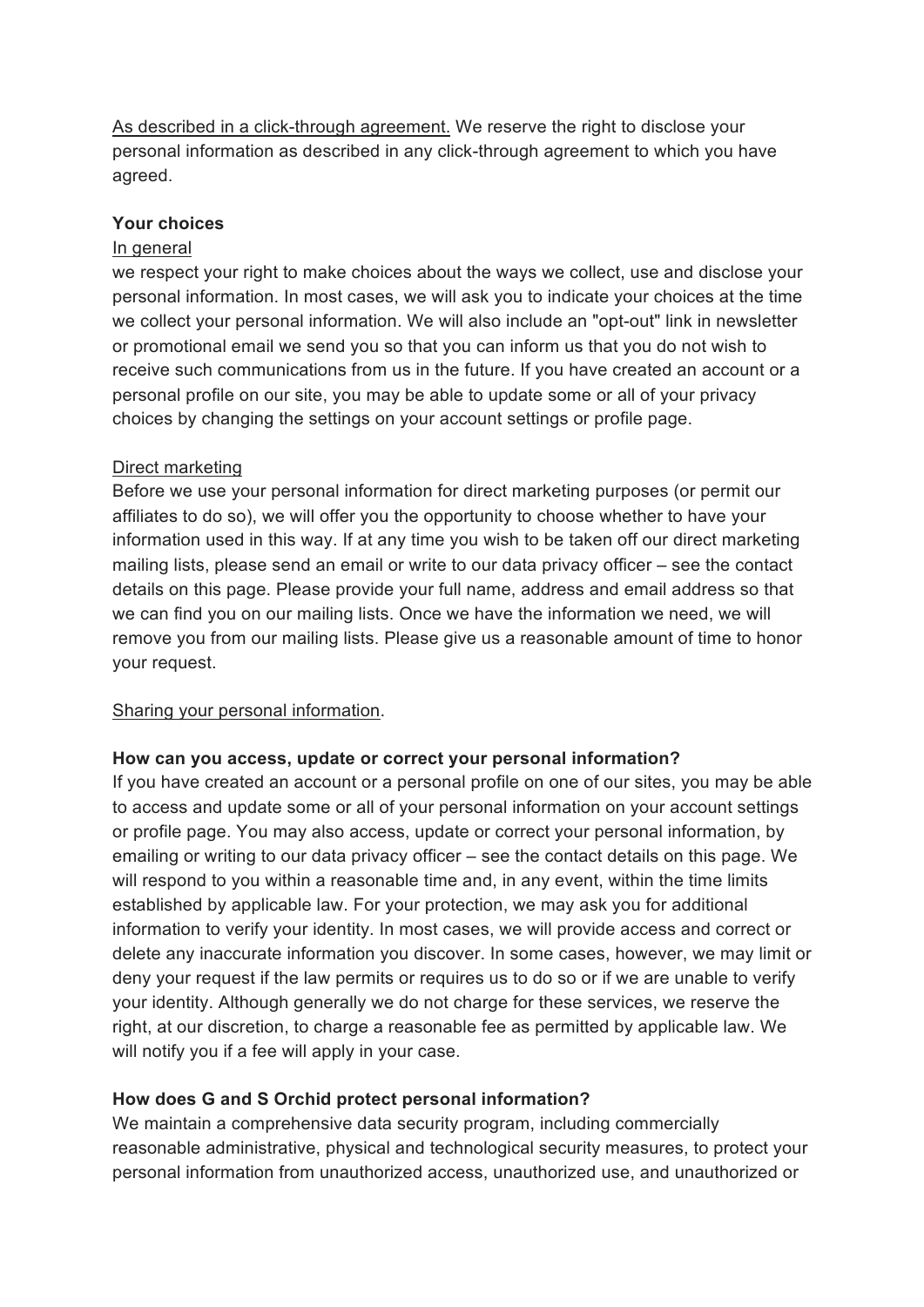As described in a click-through agreement. We reserve the right to disclose your personal information as described in any click-through agreement to which you have agreed.

**Your choices**

In general

we respect your right to make choices about the ways we collect, use and disclose your personal information. In most cases, we will ask you to indicate your choices at the time we collect your personal information. We will also include an "opt-out" link in newsletter or promotional email we send you so that you can inform us that you do not wish to receive such communications from us in the future. If you have created an account or a personal profile on our site, you may be able to update some or all of your privacy choices by changing the settings on your account settings or profile page.

Direct marketing

Before we use your personal information for direct marketing purposes (or permit our affiliates to do so), we will offer you the opportunity to choose whether to have your information used in this way. If at any time you wish to be taken off our direct marketing mailing lists, please send an email or write to our data privacy officer – see the contact details on this page. Please provide your full name, address and email address so that we can find you on our mailing lists. Once we have the information we need, we will remove you from our mailing lists. Please give us a reasonable amount of time to honor your request.

Sharing your personal information.

**How can you access, update or correct your personal information?**

If you have created an account or a personal profile on one of our sites, you may be able to access and update some or all of your personal information on your account settings or profile page. You may also access, update or correct your personal information, by emailing or writing to our data privacy officer – see the contact details on this page. We will respond to you within a reasonable time and, in any event, within the time limits established by applicable law. For your protection, we may ask you for additional information to verify your identity. In most cases, we will provide access and correct or delete any inaccurate information you discover. In some cases, however, we may limit or deny your request if the law permits or requires us to do so or if we are unable to verify your identity. Although generally we do not charge for these services, we reserve the right, at our discretion, to charge a reasonable fee as permitted by applicable law. We will notify you if a fee will apply in your case.

**How does G and S Orchid protect personal information?**

We maintain a comprehensive data security program, including commercially reasonable administrative, physical and technological security measures, to protect your personal information from unauthorized access, unauthorized use, and unauthorized or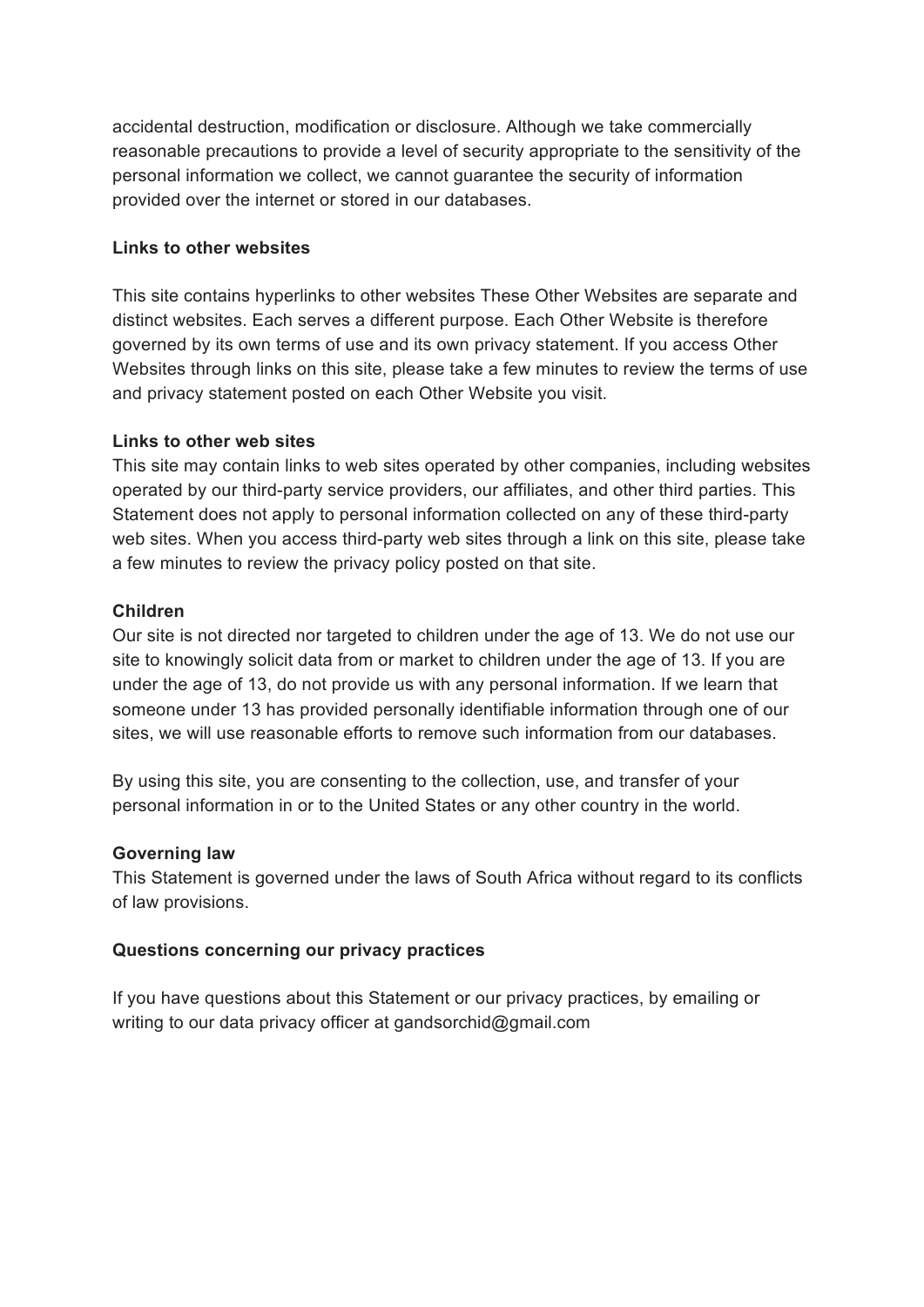accidental destruction, modification or disclosure. Although we take commercially reasonable precautions to provide a level of security appropriate to the sensitivity of the personal information we collect, we cannot guarantee the security of information provided over the internet or stored in our databases.

**Links to other websites**

This site contains hyperlinks to other websites These Other Websites are separate and distinct websites. Each serves a different purpose. Each Other Website is therefore governed by its own terms of use and its own privacy statement. If you access Other Websites through links on this site, please take a few minutes to review the terms of use and privacy statement posted on each Other Website you visit.

**Links to other web sites**

This site may contain links to web sites operated by other companies, including websites operated by our third-party service providers, our affiliates, and other third parties. This Statement does not apply to personal information collected on any of these third-party web sites. When you access third-party web sites through a link on this site, please take a few minutes to review the privacy policy posted on that site.

**Children**

Our site is not directed nor targeted to children under the age of 13. We do not use our site to knowingly solicit data from or market to children under the age of 13. If you are under the age of 13, do not provide us with any personal information. If we learn that someone under 13 has provided personally identifiable information through one of our sites, we will use reasonable efforts to remove such information from our databases.

By using this site, you are consenting to the collection, use, and transfer of your personal information in or to the United States or any other country in the world.

**Governing law**

This Statement is governed under the laws of South Africa without regard to its conflicts of law provisions.

**Questions concerning our privacy practices**

If you have questions about this Statement or our privacy practices, by emailing or writing to our data privacy officer at gandsorchid@gmail.com